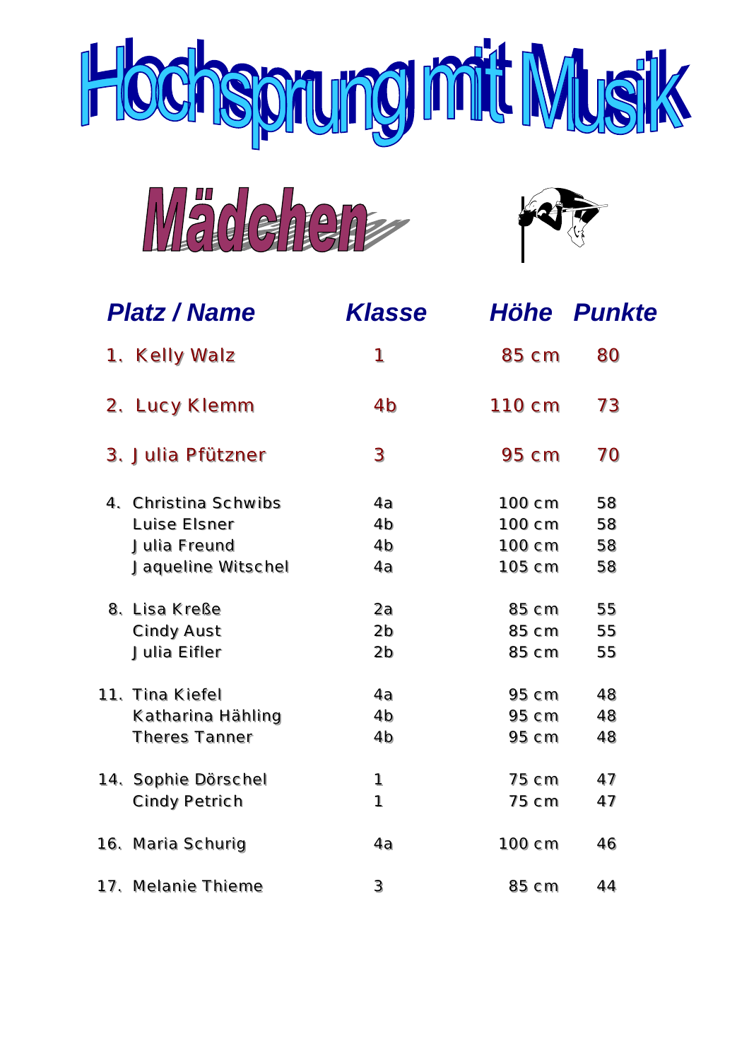# Hochsprung mit Musik

## Mädchen

| Platz / Name | Klasse | Höhe | Punkte |
|---|---|---|---|
| 1. Kelly Walz | 1 | 85 cm | 80 |
| 2. Lucy Klemm | 4b | 110 cm | 73 |
| 3. Julia Pfützner | 3 | 95 cm | 70 |
| 4. Christina Schwibs | 4a | 100 cm | 58 |
| Luise Elsner | 4b | 100 cm | 58 |
| Julia Freund | 4b | 100 cm | 58 |
| Jaqueline Witschel | 4a | 105 cm | 58 |
| 8. Lisa Kreße | 2a | 85 cm | 55 |
| Cindy Aust | 2b | 85 cm | 55 |
| Julia Eifler | 2b | 85 cm | 55 |
| 11. Tina Kiefel | 4a | 95 cm | 48 |
| Katharina Hähling | 4b | 95 cm | 48 |
| Theres Tanner | 4b | 95 cm | 48 |
| 14. Sophie Dörschel | 1 | 75 cm | 47 |
| Cindy Petrich | 1 | 75 cm | 47 |
| 16. Maria Schurig | 4a | 100 cm | 46 |
| 17. Melanie Thieme | 3 | 85 cm | 44 |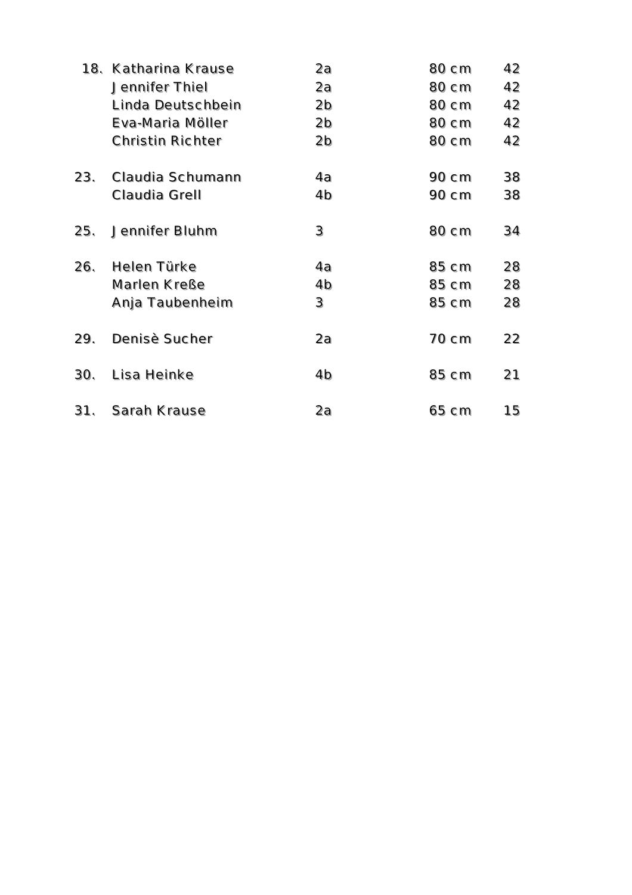| | | | | |
|---|---|---|---|---|
| 18. | Katharina Krause | 2a | 80 cm | 42 |
| | Jennifer Thiel | 2a | 80 cm | 42 |
| | Linda Deutschbein | 2b | 80 cm | 42 |
| | Eva-Maria Möller | 2b | 80 cm | 42 |
| | Christin Richter | 2b | 80 cm | 42 |
| 23. | Claudia Schumann | 4a | 90 cm | 38 |
| | Claudia Grell | 4b | 90 cm | 38 |
| 25. | Jennifer Bluhm | 3 | 80 cm | 34 |
| 26. | Helen Türke | 4a | 85 cm | 28 |
| | Marlen Kreße | 4b | 85 cm | 28 |
| | Anja Taubenheim | 3 | 85 cm | 28 |
| 29. | Denisè Sucher | 2a | 70 cm | 22 |
| 30. | Lisa Heinke | 4b | 85 cm | 21 |
| 31. | Sarah Krause | 2a | 65 cm | 15 |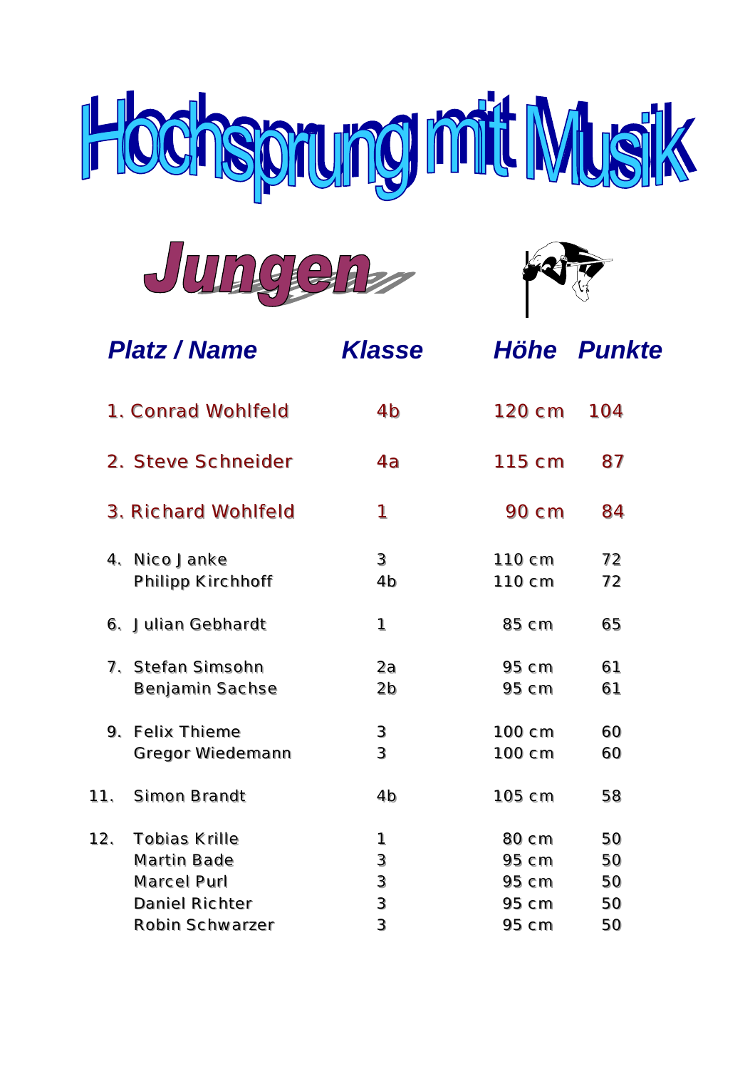# Hochsprung mit Musik

## Jungen

| Platz / Name | Klasse | Höhe | Punkte |
|---|---|---|---|
| 1. Conrad Wohlfeld | 4b | 120 cm | 104 |
| 2. Steve Schneider | 4a | 115 cm | 87 |
| 3. Richard Wohlfeld | 1 | 90 cm | 84 |
| 4. Nico Janke | 3 | 110 cm | 72 |
| Philipp Kirchhoff | 4b | 110 cm | 72 |
| 6. Julian Gebhardt | 1 | 85 cm | 65 |
| 7. Stefan Simsohn | 2a | 95 cm | 61 |
| Benjamin Sachse | 2b | 95 cm | 61 |
| 9. Felix Thieme | 3 | 100 cm | 60 |
| Gregor Wiedemann | 3 | 100 cm | 60 |
| 11. Simon Brandt | 4b | 105 cm | 58 |
| 12. Tobias Krille | 1 | 80 cm | 50 |
| Martin Bade | 3 | 95 cm | 50 |
| Marcel Purl | 3 | 95 cm | 50 |
| Daniel Richter | 3 | 95 cm | 50 |
| Robin Schwarzer | 3 | 95 cm | 50 |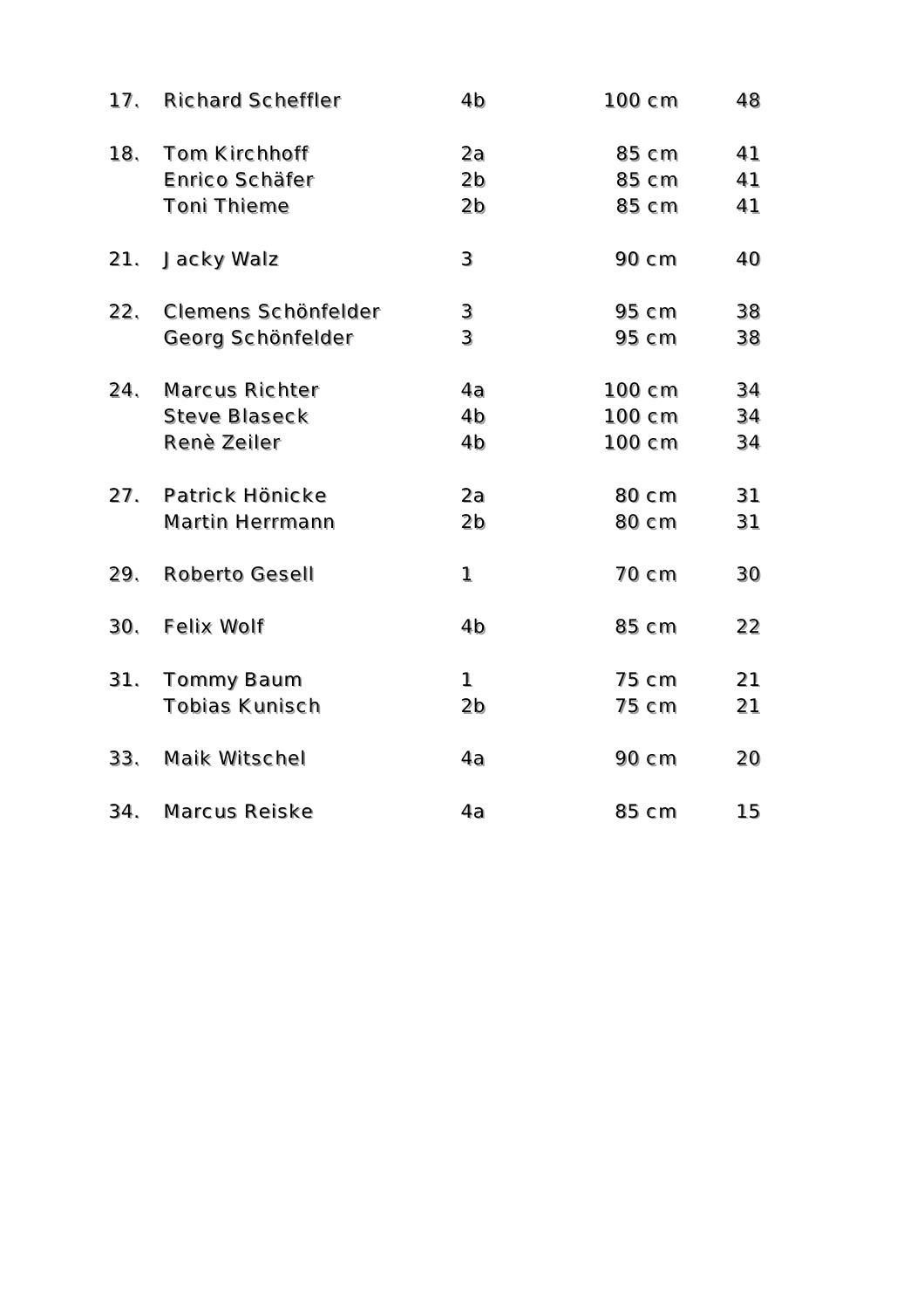| | | | | |
|---|---|---|---|---|
| 17. | Richard Scheffler | 4b | 100 cm | 48 |
| 18. | Tom Kirchhoff | 2a | 85 cm | 41 |
| | Enrico Schäfer | 2b | 85 cm | 41 |
| | Toni Thieme | 2b | 85 cm | 41 |
| 21. | Jacky Walz | 3 | 90 cm | 40 |
| 22. | Clemens Schönfelder | 3 | 95 cm | 38 |
| | Georg Schönfelder | 3 | 95 cm | 38 |
| 24. | Marcus Richter | 4a | 100 cm | 34 |
| | Steve Blaseck | 4b | 100 cm | 34 |
| | Renè Zeiler | 4b | 100 cm | 34 |
| 27. | Patrick Hönicke | 2a | 80 cm | 31 |
| | Martin Herrmann | 2b | 80 cm | 31 |
| 29. | Roberto Gesell | 1 | 70 cm | 30 |
| 30. | Felix Wolf | 4b | 85 cm | 22 |
| 31. | Tommy Baum | 1 | 75 cm | 21 |
| | Tobias Kunisch | 2b | 75 cm | 21 |
| 33. | Maik Witschel | 4a | 90 cm | 20 |
| 34. | Marcus Reiske | 4a | 85 cm | 15 |